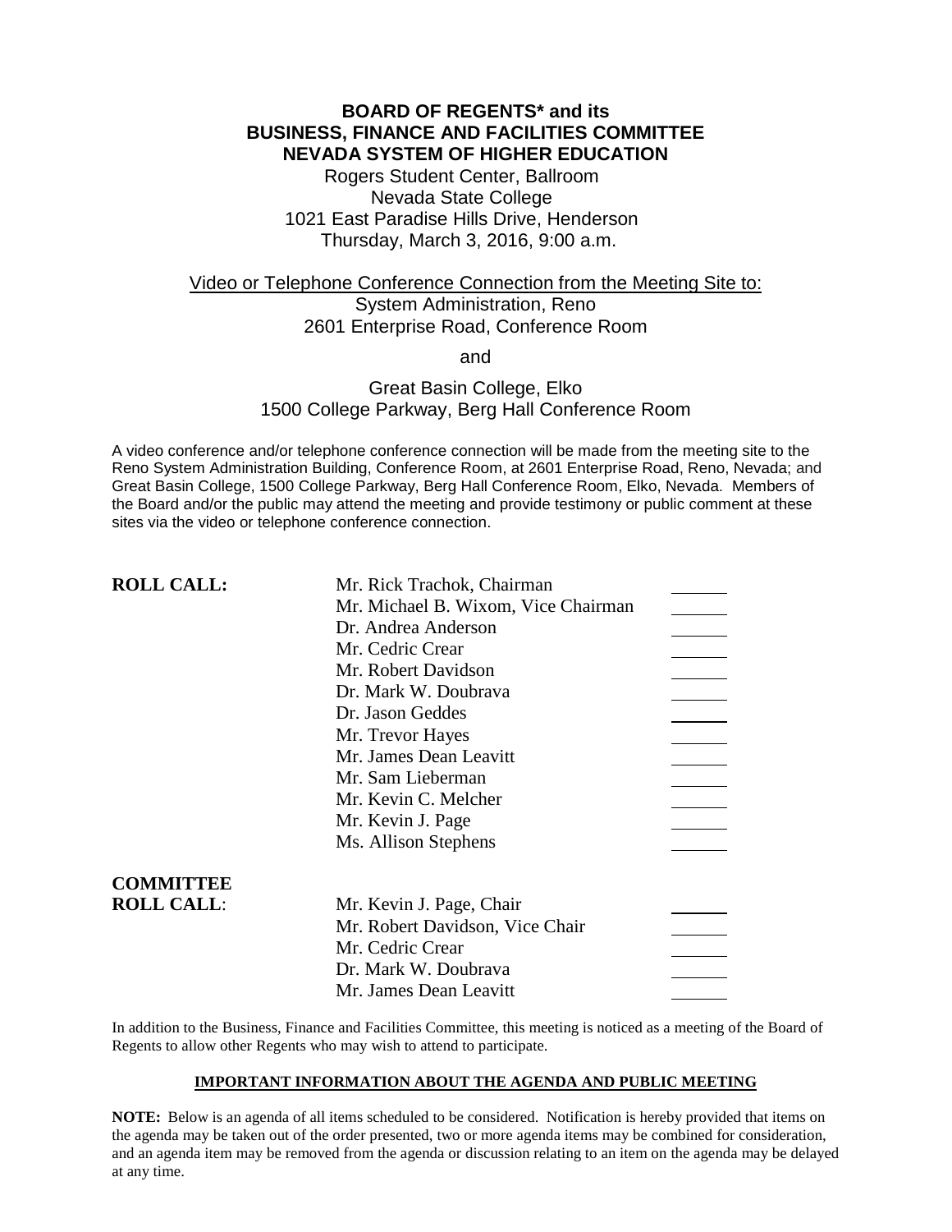# BOARD OF REGENTS* and its BUSINESS, FINANCE AND FACILITIES COMMITTEE NEVADA SYSTEM OF HIGHER EDUCATION

Rogers Student Center, Ballroom
Nevada State College
1021 East Paradise Hills Drive, Henderson
Thursday, March 3, 2016, 9:00 a.m.

Video or Telephone Conference Connection from the Meeting Site to:
System Administration, Reno
2601 Enterprise Road, Conference Room

and

Great Basin College, Elko
1500 College Parkway, Berg Hall Conference Room

A video conference and/or telephone conference connection will be made from the meeting site to the Reno System Administration Building, Conference Room, at 2601 Enterprise Road, Reno, Nevada; and Great Basin College, 1500 College Parkway, Berg Hall Conference Room, Elko, Nevada. Members of the Board and/or the public may attend the meeting and provide testimony or public comment at these sites via the video or telephone conference connection.

| | | |
|---|---|---|
| **ROLL CALL:** | Mr. Rick Trachok, Chairman | ______ |
| | Mr. Michael B. Wixom, Vice Chairman | ______ |
| | Dr. Andrea Anderson | ______ |
| | Mr. Cedric Crear | ______ |
| | Mr. Robert Davidson | ______ |
| | Dr. Mark W. Doubrava | ______ |
| | Dr. Jason Geddes | ______ |
| | Mr. Trevor Hayes | ______ |
| | Mr. James Dean Leavitt | ______ |
| | Mr. Sam Lieberman | ______ |
| | Mr. Kevin C. Melcher | ______ |
| | Mr. Kevin J. Page | ______ |
| | Ms. Allison Stephens | ______ |

| | | |
|---|---|---|
| **COMMITTEE ROLL CALL:** | Mr. Kevin J. Page, Chair | ______ |
| | Mr. Robert Davidson, Vice Chair | ______ |
| | Mr. Cedric Crear | ______ |
| | Dr. Mark W. Doubrava | ______ |
| | Mr. James Dean Leavitt | ______ |

In addition to the Business, Finance and Facilities Committee, this meeting is noticed as a meeting of the Board of Regents to allow other Regents who may wish to attend to participate.

**IMPORTANT INFORMATION ABOUT THE AGENDA AND PUBLIC MEETING**

**NOTE:** Below is an agenda of all items scheduled to be considered. Notification is hereby provided that items on the agenda may be taken out of the order presented, two or more agenda items may be combined for consideration, and an agenda item may be removed from the agenda or discussion relating to an item on the agenda may be delayed at any time.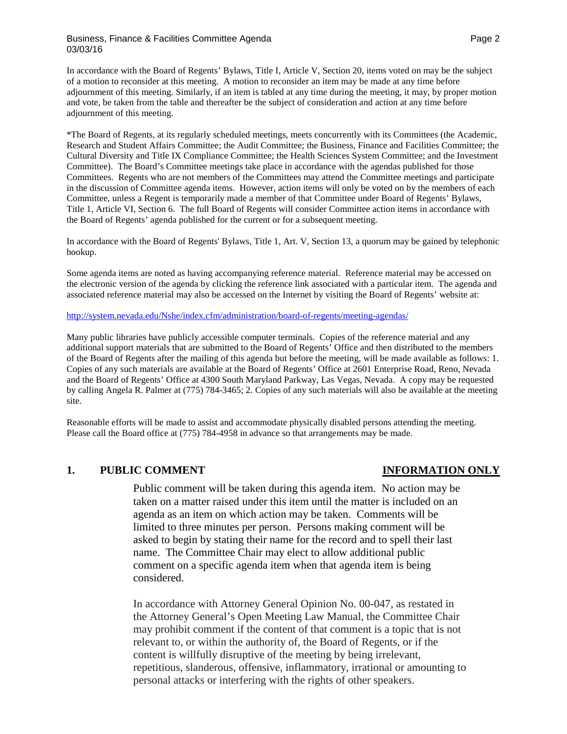In accordance with the Board of Regents' Bylaws, Title I, Article V, Section 20, items voted on may be the subject of a motion to reconsider at this meeting. A motion to reconsider an item may be made at any time before adjournment of this meeting. Similarly, if an item is tabled at any time during the meeting, it may, by proper motion and vote, be taken from the table and thereafter be the subject of consideration and action at any time before adjournment of this meeting.

*The Board of Regents, at its regularly scheduled meetings, meets concurrently with its Committees (the Academic, Research and Student Affairs Committee; the Audit Committee; the Business, Finance and Facilities Committee; the Cultural Diversity and Title IX Compliance Committee; the Health Sciences System Committee; and the Investment Committee). The Board's Committee meetings take place in accordance with the agendas published for those Committees. Regents who are not members of the Committees may attend the Committee meetings and participate in the discussion of Committee agenda items. However, action items will only be voted on by the members of each Committee, unless a Regent is temporarily made a member of that Committee under Board of Regents' Bylaws, Title 1, Article VI, Section 6. The full Board of Regents will consider Committee action items in accordance with the Board of Regents' agenda published for the current or for a subsequent meeting.

In accordance with the Board of Regents' Bylaws, Title 1, Art. V, Section 13, a quorum may be gained by telephonic hookup.

Some agenda items are noted as having accompanying reference material. Reference material may be accessed on the electronic version of the agenda by clicking the reference link associated with a particular item. The agenda and associated reference material may also be accessed on the Internet by visiting the Board of Regents' website at:

http://system.nevada.edu/Nshe/index.cfm/administration/board-of-regents/meeting-agendas/

Many public libraries have publicly accessible computer terminals. Copies of the reference material and any additional support materials that are submitted to the Board of Regents' Office and then distributed to the members of the Board of Regents after the mailing of this agenda but before the meeting, will be made available as follows: 1. Copies of any such materials are available at the Board of Regents' Office at 2601 Enterprise Road, Reno, Nevada and the Board of Regents' Office at 4300 South Maryland Parkway, Las Vegas, Nevada. A copy may be requested by calling Angela R. Palmer at (775) 784-3465; 2. Copies of any such materials will also be available at the meeting site.

Reasonable efforts will be made to assist and accommodate physically disabled persons attending the meeting. Please call the Board office at (775) 784-4958 in advance so that arrangements may be made.

## 1. PUBLIC COMMENT — INFORMATION ONLY

Public comment will be taken during this agenda item. No action may be taken on a matter raised under this item until the matter is included on an agenda as an item on which action may be taken. Comments will be limited to three minutes per person. Persons making comment will be asked to begin by stating their name for the record and to spell their last name. The Committee Chair may elect to allow additional public comment on a specific agenda item when that agenda item is being considered.

In accordance with Attorney General Opinion No. 00-047, as restated in the Attorney General's Open Meeting Law Manual, the Committee Chair may prohibit comment if the content of that comment is a topic that is not relevant to, or within the authority of, the Board of Regents, or if the content is willfully disruptive of the meeting by being irrelevant, repetitious, slanderous, offensive, inflammatory, irrational or amounting to personal attacks or interfering with the rights of other speakers.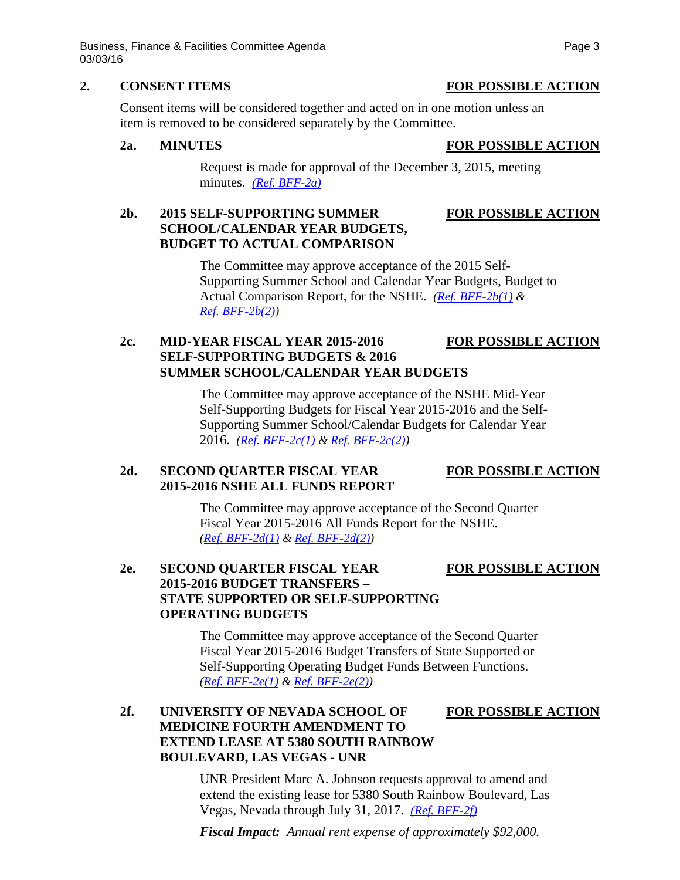## 2. CONSENT ITEMS — FOR POSSIBLE ACTION

Consent items will be considered together and acted on in one motion unless an item is removed to be considered separately by the Committee.

### 2a. MINUTES — FOR POSSIBLE ACTION

Request is made for approval of the December 3, 2015, meeting minutes. *(Ref. BFF-2a)*

### 2b. 2015 SELF-SUPPORTING SUMMER SCHOOL/CALENDAR YEAR BUDGETS, BUDGET TO ACTUAL COMPARISON — FOR POSSIBLE ACTION

The Committee may approve acceptance of the 2015 Self-Supporting Summer School and Calendar Year Budgets, Budget to Actual Comparison Report, for the NSHE. *(Ref. BFF-2b(1) & Ref. BFF-2b(2))*

### 2c. MID-YEAR FISCAL YEAR 2015-2016 SELF-SUPPORTING BUDGETS & 2016 SUMMER SCHOOL/CALENDAR YEAR BUDGETS — FOR POSSIBLE ACTION

The Committee may approve acceptance of the NSHE Mid-Year Self-Supporting Budgets for Fiscal Year 2015-2016 and the Self-Supporting Summer School/Calendar Budgets for Calendar Year 2016. *(Ref. BFF-2c(1) & Ref. BFF-2c(2))*

### 2d. SECOND QUARTER FISCAL YEAR 2015-2016 NSHE ALL FUNDS REPORT — FOR POSSIBLE ACTION

The Committee may approve acceptance of the Second Quarter Fiscal Year 2015-2016 All Funds Report for the NSHE. *(Ref. BFF-2d(1) & Ref. BFF-2d(2))*

### 2e. SECOND QUARTER FISCAL YEAR 2015-2016 BUDGET TRANSFERS – STATE SUPPORTED OR SELF-SUPPORTING OPERATING BUDGETS — FOR POSSIBLE ACTION

The Committee may approve acceptance of the Second Quarter Fiscal Year 2015-2016 Budget Transfers of State Supported or Self-Supporting Operating Budget Funds Between Functions. *(Ref. BFF-2e(1) & Ref. BFF-2e(2))*

### 2f. UNIVERSITY OF NEVADA SCHOOL OF MEDICINE FOURTH AMENDMENT TO EXTEND LEASE AT 5380 SOUTH RAINBOW BOULEVARD, LAS VEGAS - UNR — FOR POSSIBLE ACTION

UNR President Marc A. Johnson requests approval to amend and extend the existing lease for 5380 South Rainbow Boulevard, Las Vegas, Nevada through July 31, 2017. *(Ref. BFF-2f)*

***Fiscal Impact:*** *Annual rent expense of approximately $92,000.*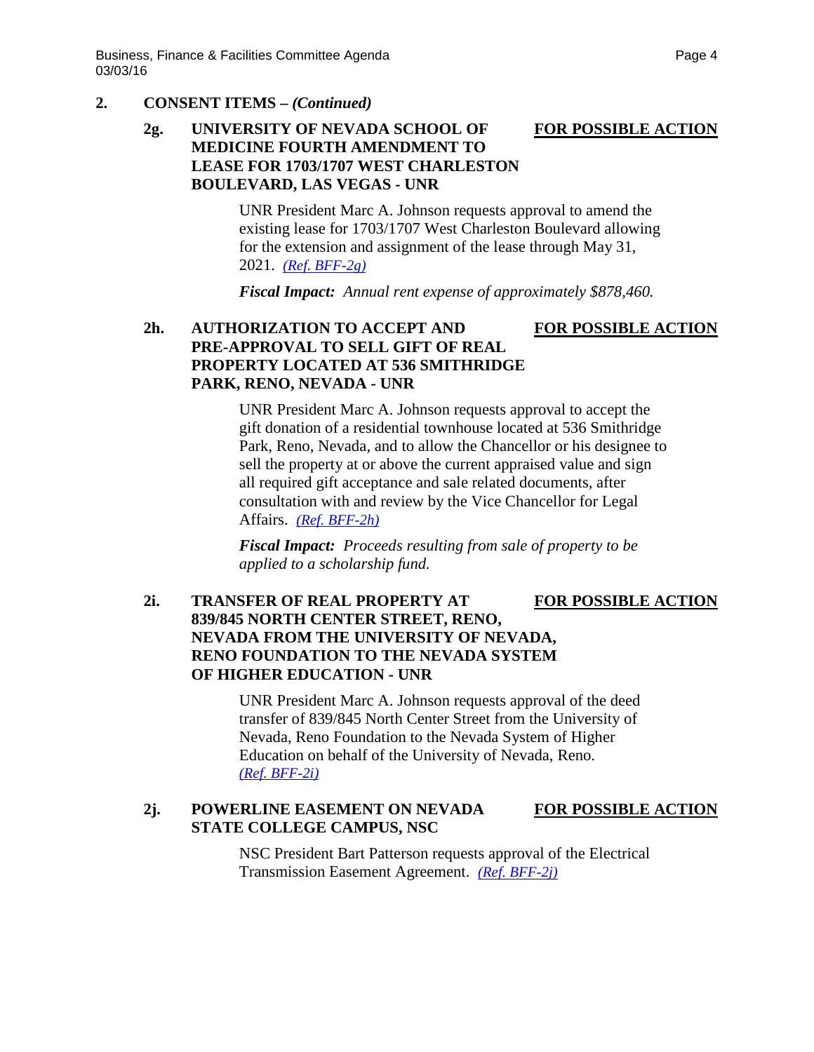## 2. CONSENT ITEMS – *(Continued)*

### 2g. UNIVERSITY OF NEVADA SCHOOL OF MEDICINE FOURTH AMENDMENT TO LEASE FOR 1703/1707 WEST CHARLESTON BOULEVARD, LAS VEGAS - UNR

**FOR POSSIBLE ACTION**

UNR President Marc A. Johnson requests approval to amend the existing lease for 1703/1707 West Charleston Boulevard allowing for the extension and assignment of the lease through May 31, 2021. *(Ref. BFF-2g)*

***Fiscal Impact:*** *Annual rent expense of approximately $878,460.*

### 2h. AUTHORIZATION TO ACCEPT AND PRE-APPROVAL TO SELL GIFT OF REAL PROPERTY LOCATED AT 536 SMITHRIDGE PARK, RENO, NEVADA - UNR

**FOR POSSIBLE ACTION**

UNR President Marc A. Johnson requests approval to accept the gift donation of a residential townhouse located at 536 Smithridge Park, Reno, Nevada, and to allow the Chancellor or his designee to sell the property at or above the current appraised value and sign all required gift acceptance and sale related documents, after consultation with and review by the Vice Chancellor for Legal Affairs. *(Ref. BFF-2h)*

***Fiscal Impact:*** *Proceeds resulting from sale of property to be applied to a scholarship fund.*

### 2i. TRANSFER OF REAL PROPERTY AT 839/845 NORTH CENTER STREET, RENO, NEVADA FROM THE UNIVERSITY OF NEVADA, RENO FOUNDATION TO THE NEVADA SYSTEM OF HIGHER EDUCATION - UNR

**FOR POSSIBLE ACTION**

UNR President Marc A. Johnson requests approval of the deed transfer of 839/845 North Center Street from the University of Nevada, Reno Foundation to the Nevada System of Higher Education on behalf of the University of Nevada, Reno. *(Ref. BFF-2i)*

### 2j. POWERLINE EASEMENT ON NEVADA STATE COLLEGE CAMPUS, NSC

**FOR POSSIBLE ACTION**

NSC President Bart Patterson requests approval of the Electrical Transmission Easement Agreement. *(Ref. BFF-2j)*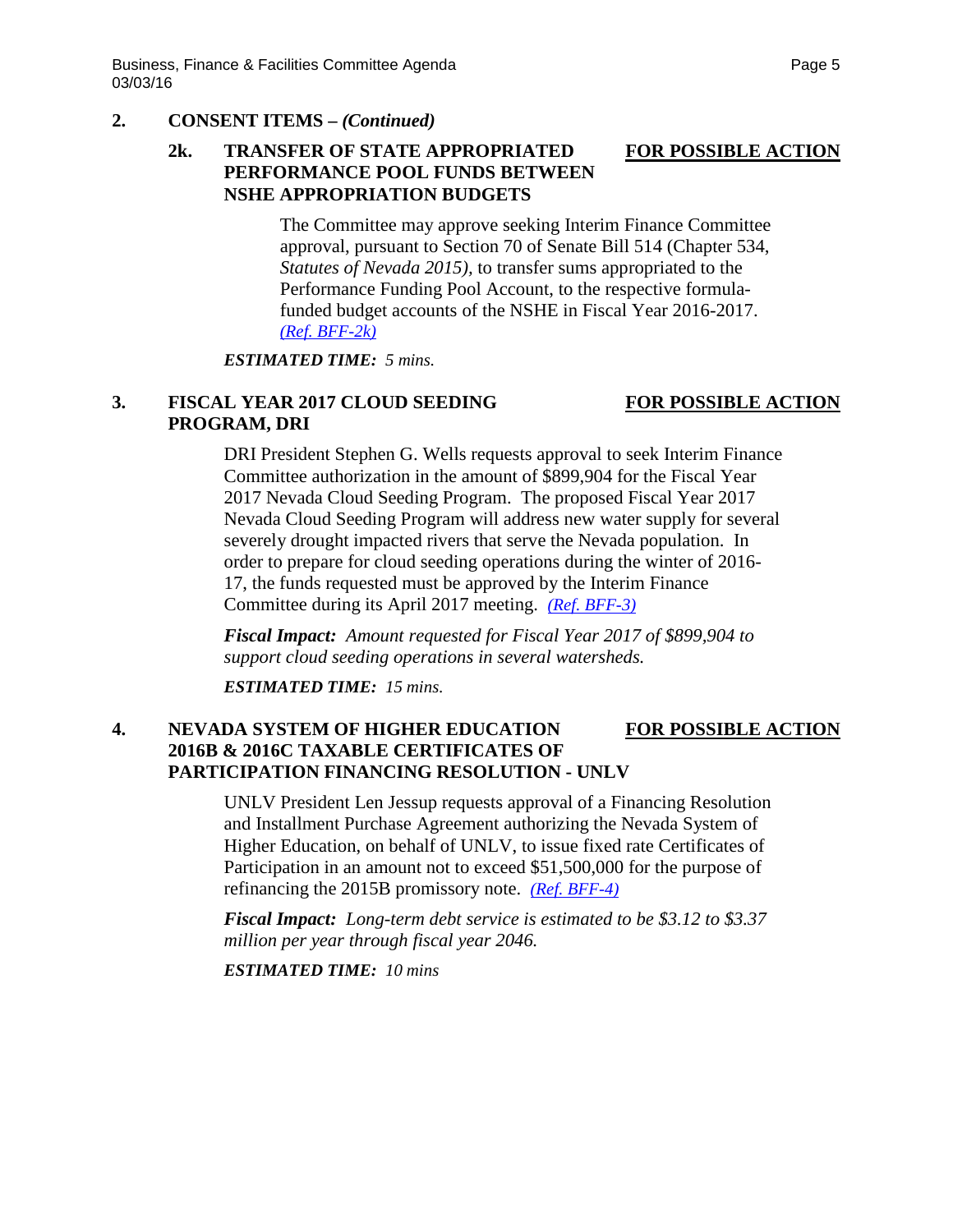## 2. CONSENT ITEMS – *(Continued)*

### 2k. TRANSFER OF STATE APPROPRIATED PERFORMANCE POOL FUNDS BETWEEN NSHE APPROPRIATION BUDGETS — FOR POSSIBLE ACTION

The Committee may approve seeking Interim Finance Committee approval, pursuant to Section 70 of Senate Bill 514 (Chapter 534, *Statutes of Nevada 2015)*, to transfer sums appropriated to the Performance Funding Pool Account, to the respective formula-funded budget accounts of the NSHE in Fiscal Year 2016-2017. *(Ref. BFF-2k)*

***ESTIMATED TIME:*** *5 mins.*

## 3. FISCAL YEAR 2017 CLOUD SEEDING PROGRAM, DRI — FOR POSSIBLE ACTION

DRI President Stephen G. Wells requests approval to seek Interim Finance Committee authorization in the amount of $899,904 for the Fiscal Year 2017 Nevada Cloud Seeding Program. The proposed Fiscal Year 2017 Nevada Cloud Seeding Program will address new water supply for several severely drought impacted rivers that serve the Nevada population. In order to prepare for cloud seeding operations during the winter of 2016-17, the funds requested must be approved by the Interim Finance Committee during its April 2017 meeting. *(Ref. BFF-3)*

***Fiscal Impact:*** *Amount requested for Fiscal Year 2017 of $899,904 to support cloud seeding operations in several watersheds.*

***ESTIMATED TIME:*** *15 mins.*

## 4. NEVADA SYSTEM OF HIGHER EDUCATION 2016B & 2016C TAXABLE CERTIFICATES OF PARTICIPATION FINANCING RESOLUTION - UNLV — FOR POSSIBLE ACTION

UNLV President Len Jessup requests approval of a Financing Resolution and Installment Purchase Agreement authorizing the Nevada System of Higher Education, on behalf of UNLV, to issue fixed rate Certificates of Participation in an amount not to exceed $51,500,000 for the purpose of refinancing the 2015B promissory note. *(Ref. BFF-4)*

***Fiscal Impact:*** *Long-term debt service is estimated to be $3.12 to $3.37 million per year through fiscal year 2046.*

***ESTIMATED TIME:*** *10 mins*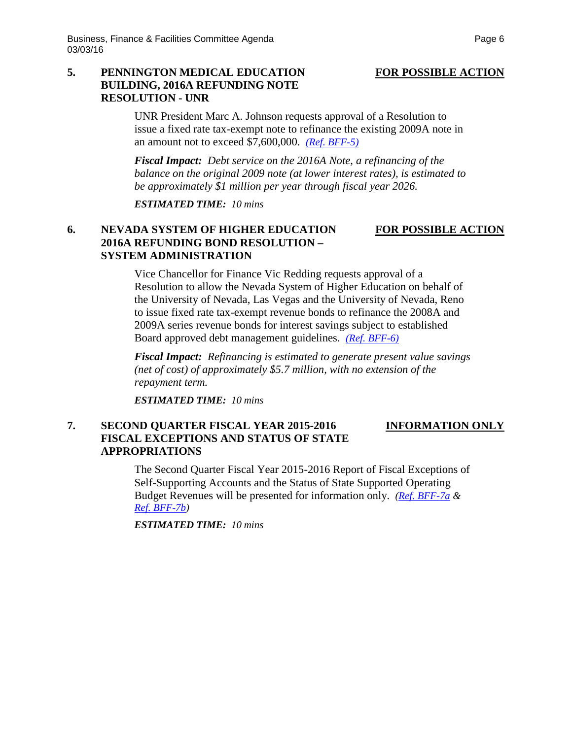**5. PENNINGTON MEDICAL EDUCATION BUILDING, 2016A REFUNDING NOTE RESOLUTION - UNR** — **FOR POSSIBLE ACTION**

UNR President Marc A. Johnson requests approval of a Resolution to issue a fixed rate tax-exempt note to refinance the existing 2009A note in an amount not to exceed $7,600,000. *(Ref. BFF-5)*

***Fiscal Impact:*** *Debt service on the 2016A Note, a refinancing of the balance on the original 2009 note (at lower interest rates), is estimated to be approximately $1 million per year through fiscal year 2026.*

***ESTIMATED TIME:*** *10 mins*

**6. NEVADA SYSTEM OF HIGHER EDUCATION 2016A REFUNDING BOND RESOLUTION – SYSTEM ADMINISTRATION** — **FOR POSSIBLE ACTION**

Vice Chancellor for Finance Vic Redding requests approval of a Resolution to allow the Nevada System of Higher Education on behalf of the University of Nevada, Las Vegas and the University of Nevada, Reno to issue fixed rate tax-exempt revenue bonds to refinance the 2008A and 2009A series revenue bonds for interest savings subject to established Board approved debt management guidelines. *(Ref. BFF-6)*

***Fiscal Impact:*** *Refinancing is estimated to generate present value savings (net of cost) of approximately $5.7 million, with no extension of the repayment term.*

***ESTIMATED TIME:*** *10 mins*

**7. SECOND QUARTER FISCAL YEAR 2015-2016 FISCAL EXCEPTIONS AND STATUS OF STATE APPROPRIATIONS** — **INFORMATION ONLY**

The Second Quarter Fiscal Year 2015-2016 Report of Fiscal Exceptions of Self-Supporting Accounts and the Status of State Supported Operating Budget Revenues will be presented for information only. *(Ref. BFF-7a & Ref. BFF-7b)*

***ESTIMATED TIME:*** *10 mins*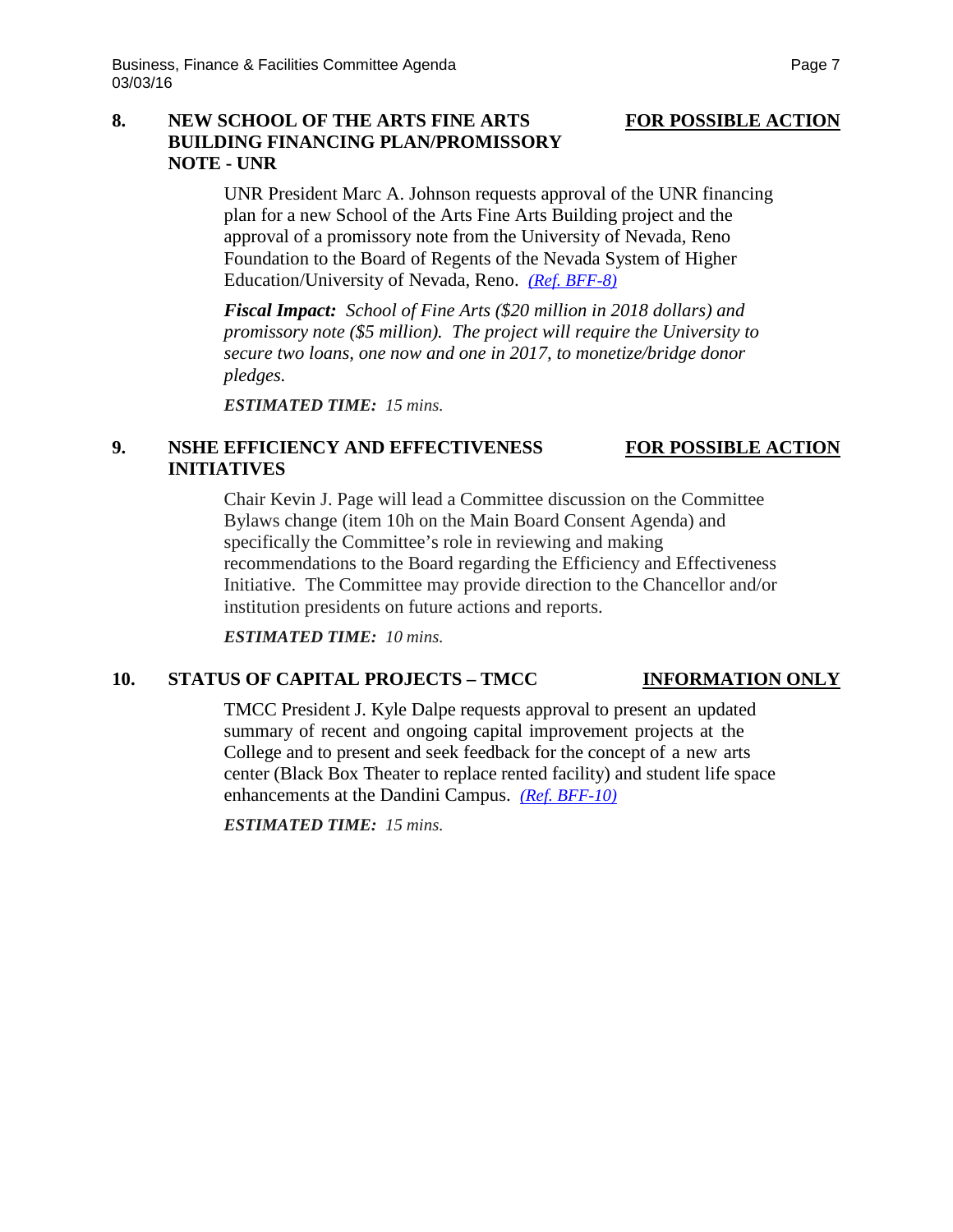**8. NEW SCHOOL OF THE ARTS FINE ARTS BUILDING FINANCING PLAN/PROMISSORY NOTE - UNR** **FOR POSSIBLE ACTION**

UNR President Marc A. Johnson requests approval of the UNR financing plan for a new School of the Arts Fine Arts Building project and the approval of a promissory note from the University of Nevada, Reno Foundation to the Board of Regents of the Nevada System of Higher Education/University of Nevada, Reno. *(Ref. BFF-8)*

***Fiscal Impact:*** *School of Fine Arts ($20 million in 2018 dollars) and promissory note ($5 million). The project will require the University to secure two loans, one now and one in 2017, to monetize/bridge donor pledges.*

***ESTIMATED TIME:*** *15 mins.*

**9. NSHE EFFICIENCY AND EFFECTIVENESS INITIATIVES** **FOR POSSIBLE ACTION**

Chair Kevin J. Page will lead a Committee discussion on the Committee Bylaws change (item 10h on the Main Board Consent Agenda) and specifically the Committee's role in reviewing and making recommendations to the Board regarding the Efficiency and Effectiveness Initiative. The Committee may provide direction to the Chancellor and/or institution presidents on future actions and reports.

***ESTIMATED TIME:*** *10 mins.*

**10. STATUS OF CAPITAL PROJECTS – TMCC** **INFORMATION ONLY**

TMCC President J. Kyle Dalpe requests approval to present an updated summary of recent and ongoing capital improvement projects at the College and to present and seek feedback for the concept of a new arts center (Black Box Theater to replace rented facility) and student life space enhancements at the Dandini Campus. *(Ref. BFF-10)*

***ESTIMATED TIME:*** *15 mins.*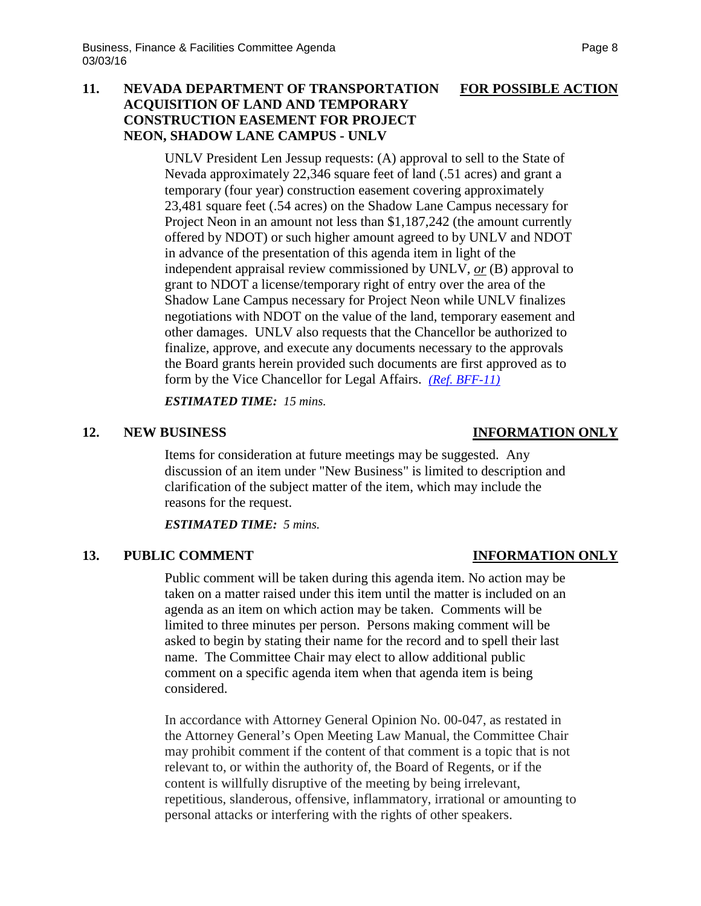## 11. NEVADA DEPARTMENT OF TRANSPORTATION ACQUISITION OF LAND AND TEMPORARY CONSTRUCTION EASEMENT FOR PROJECT NEON, SHADOW LANE CAMPUS - UNLV

**FOR POSSIBLE ACTION**

UNLV President Len Jessup requests: (A) approval to sell to the State of Nevada approximately 22,346 square feet of land (.51 acres) and grant a temporary (four year) construction easement covering approximately 23,481 square feet (.54 acres) on the Shadow Lane Campus necessary for Project Neon in an amount not less than $1,187,242 (the amount currently offered by NDOT) or such higher amount agreed to by UNLV and NDOT in advance of the presentation of this agenda item in light of the independent appraisal review commissioned by UNLV, ***or*** (B) approval to grant to NDOT a license/temporary right of entry over the area of the Shadow Lane Campus necessary for Project Neon while UNLV finalizes negotiations with NDOT on the value of the land, temporary easement and other damages. UNLV also requests that the Chancellor be authorized to finalize, approve, and execute any documents necessary to the approvals the Board grants herein provided such documents are first approved as to form by the Vice Chancellor for Legal Affairs. *(Ref. BFF-11)*

***ESTIMATED TIME:*** *15 mins.*

## 12. NEW BUSINESS

**INFORMATION ONLY**

Items for consideration at future meetings may be suggested. Any discussion of an item under "New Business" is limited to description and clarification of the subject matter of the item, which may include the reasons for the request.

***ESTIMATED TIME:*** *5 mins.*

## 13. PUBLIC COMMENT

**INFORMATION ONLY**

Public comment will be taken during this agenda item. No action may be taken on a matter raised under this item until the matter is included on an agenda as an item on which action may be taken. Comments will be limited to three minutes per person. Persons making comment will be asked to begin by stating their name for the record and to spell their last name. The Committee Chair may elect to allow additional public comment on a specific agenda item when that agenda item is being considered.

In accordance with Attorney General Opinion No. 00-047, as restated in the Attorney General's Open Meeting Law Manual, the Committee Chair may prohibit comment if the content of that comment is a topic that is not relevant to, or within the authority of, the Board of Regents, or if the content is willfully disruptive of the meeting by being irrelevant, repetitious, slanderous, offensive, inflammatory, irrational or amounting to personal attacks or interfering with the rights of other speakers.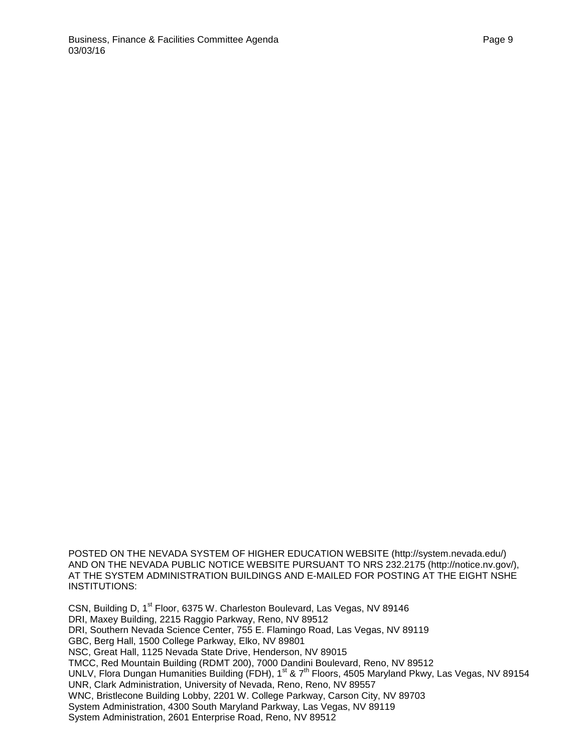POSTED ON THE NEVADA SYSTEM OF HIGHER EDUCATION WEBSITE (http://system.nevada.edu/) AND ON THE NEVADA PUBLIC NOTICE WEBSITE PURSUANT TO NRS 232.2175 (http://notice.nv.gov/), AT THE SYSTEM ADMINISTRATION BUILDINGS AND E-MAILED FOR POSTING AT THE EIGHT NSHE INSTITUTIONS:

CSN, Building D, 1st Floor, 6375 W. Charleston Boulevard, Las Vegas, NV 89146
DRI, Maxey Building, 2215 Raggio Parkway, Reno, NV 89512
DRI, Southern Nevada Science Center, 755 E. Flamingo Road, Las Vegas, NV 89119
GBC, Berg Hall, 1500 College Parkway, Elko, NV 89801
NSC, Great Hall, 1125 Nevada State Drive, Henderson, NV 89015
TMCC, Red Mountain Building (RDMT 200), 7000 Dandini Boulevard, Reno, NV 89512
UNLV, Flora Dungan Humanities Building (FDH), 1st & 7th Floors, 4505 Maryland Pkwy, Las Vegas, NV 89154
UNR, Clark Administration, University of Nevada, Reno, Reno, NV 89557
WNC, Bristlecone Building Lobby, 2201 W. College Parkway, Carson City, NV 89703
System Administration, 4300 South Maryland Parkway, Las Vegas, NV 89119
System Administration, 2601 Enterprise Road, Reno, NV 89512